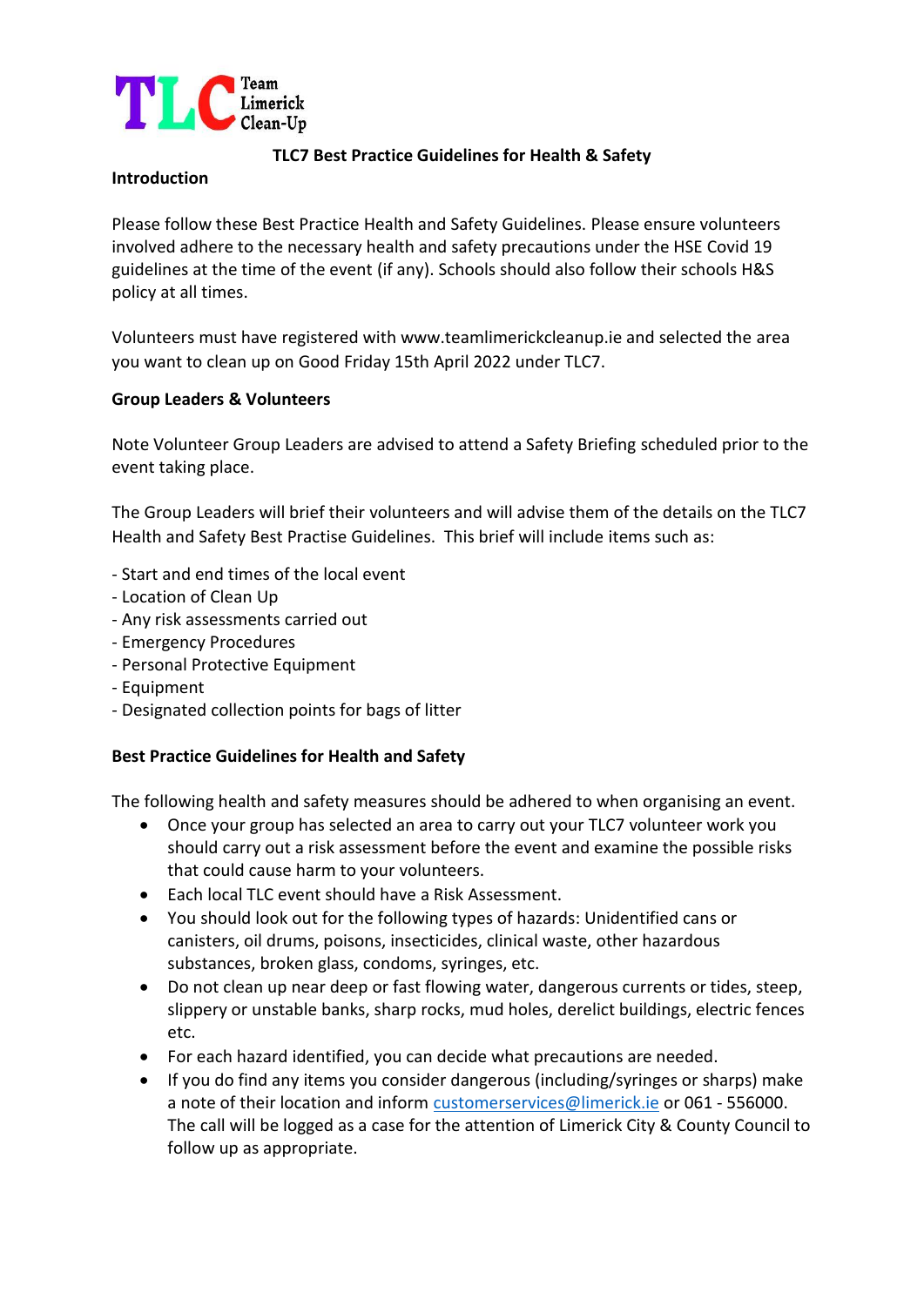TLC Team Limerick Clean-Up

# TLC7 Best Practice Guidelines for Health & Safety

## Introduction

Please follow these Best Practice Health and Safety Guidelines. Please ensure volunteers involved adhere to the necessary health and safety precautions under the HSE Covid 19 guidelines at the time of the event (if any). Schools should also follow their schools H&S policy at all times.

Volunteers must have registered with www.teamlimerickcleanup.ie and selected the area you want to clean up on Good Friday 15th April 2022 under TLC7.

## Group Leaders & Volunteers

Note Volunteer Group Leaders are advised to attend a Safety Briefing scheduled prior to the event taking place.

The Group Leaders will brief their volunteers and will advise them of the details on the TLC7 Health and Safety Best Practise Guidelines. This brief will include items such as:

- Start and end times of the local event
- Location of Clean Up
- Any risk assessments carried out
- Emergency Procedures
- Personal Protective Equipment
- Equipment
- Designated collection points for bags of litter

## Best Practice Guidelines for Health and Safety

The following health and safety measures should be adhered to when organising an event.

- Once your group has selected an area to carry out your TLC7 volunteer work you should carry out a risk assessment before the event and examine the possible risks that could cause harm to your volunteers.
- Each local TLC event should have a Risk Assessment.
- You should look out for the following types of hazards: Unidentified cans or canisters, oil drums, poisons, insecticides, clinical waste, other hazardous substances, broken glass, condoms, syringes, etc.
- Do not clean up near deep or fast flowing water, dangerous currents or tides, steep, slippery or unstable banks, sharp rocks, mud holes, derelict buildings, electric fences etc.
- For each hazard identified, you can decide what precautions are needed.
- If you do find any items you consider dangerous (including/syringes or sharps) make a note of their location and inform customerservices@limerick.ie or 061 - 556000. The call will be logged as a case for the attention of Limerick City & County Council to follow up as appropriate.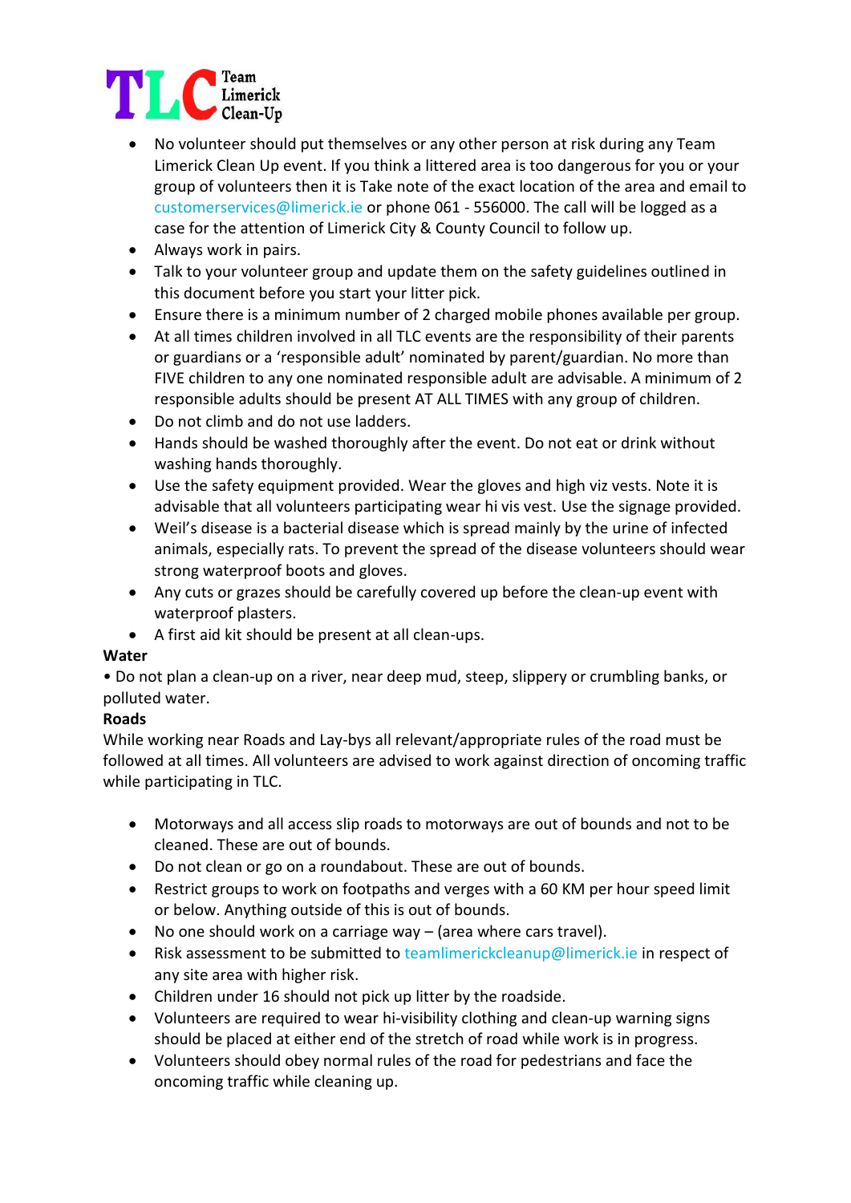- No volunteer should put themselves or any other person at risk during any Team Limerick Clean Up event. If you think a littered area is too dangerous for you or your group of volunteers then it is Take note of the exact location of the area and email to customerservices@limerick.ie or phone 061 - 556000. The call will be logged as a case for the attention of Limerick City & County Council to follow up.
- Always work in pairs.
- Talk to your volunteer group and update them on the safety guidelines outlined in this document before you start your litter pick.
- Ensure there is a minimum number of 2 charged mobile phones available per group.
- At all times children involved in all TLC events are the responsibility of their parents or guardians or a 'responsible adult' nominated by parent/guardian. No more than FIVE children to any one nominated responsible adult are advisable. A minimum of 2 responsible adults should be present AT ALL TIMES with any group of children.
- Do not climb and do not use ladders.
- Hands should be washed thoroughly after the event. Do not eat or drink without washing hands thoroughly.
- Use the safety equipment provided. Wear the gloves and high viz vests. Note it is advisable that all volunteers participating wear hi vis vest. Use the signage provided.
- Weil's disease is a bacterial disease which is spread mainly by the urine of infected animals, especially rats. To prevent the spread of the disease volunteers should wear strong waterproof boots and gloves.
- Any cuts or grazes should be carefully covered up before the clean-up event with waterproof plasters.
- A first aid kit should be present at all clean-ups.

**Water**

• Do not plan a clean-up on a river, near deep mud, steep, slippery or crumbling banks, or polluted water.

**Roads**

While working near Roads and Lay-bys all relevant/appropriate rules of the road must be followed at all times. All volunteers are advised to work against direction of oncoming traffic while participating in TLC.

- Motorways and all access slip roads to motorways are out of bounds and not to be cleaned. These are out of bounds.
- Do not clean or go on a roundabout. These are out of bounds.
- Restrict groups to work on footpaths and verges with a 60 KM per hour speed limit or below. Anything outside of this is out of bounds.
- No one should work on a carriage way – (area where cars travel).
- Risk assessment to be submitted to teamlimerickcleanup@limerick.ie in respect of any site area with higher risk.
- Children under 16 should not pick up litter by the roadside.
- Volunteers are required to wear hi-visibility clothing and clean-up warning signs should be placed at either end of the stretch of road while work is in progress.
- Volunteers should obey normal rules of the road for pedestrians and face the oncoming traffic while cleaning up.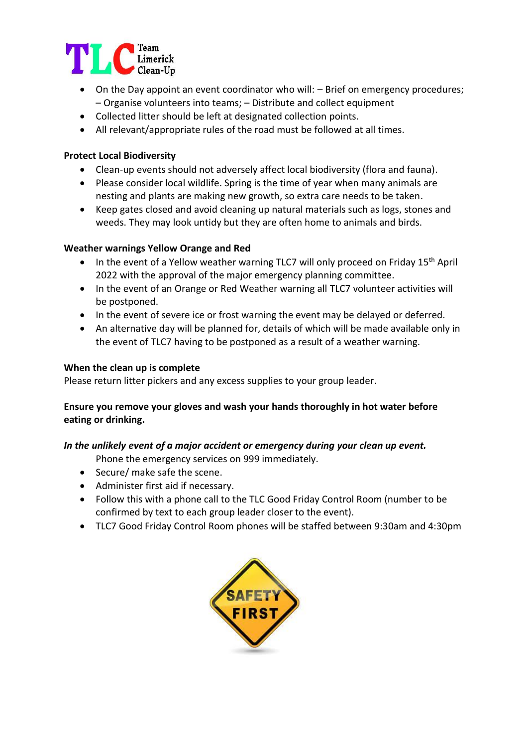- On the Day appoint an event coordinator who will: – Brief on emergency procedures; – Organise volunteers into teams; – Distribute and collect equipment
- Collected litter should be left at designated collection points.
- All relevant/appropriate rules of the road must be followed at all times.

**Protect Local Biodiversity**

- Clean-up events should not adversely affect local biodiversity (flora and fauna).
- Please consider local wildlife. Spring is the time of year when many animals are nesting and plants are making new growth, so extra care needs to be taken.
- Keep gates closed and avoid cleaning up natural materials such as logs, stones and weeds. They may look untidy but they are often home to animals and birds.

**Weather warnings Yellow Orange and Red**

- In the event of a Yellow weather warning TLC7 will only proceed on Friday 15th April 2022 with the approval of the major emergency planning committee.
- In the event of an Orange or Red Weather warning all TLC7 volunteer activities will be postponed.
- In the event of severe ice or frost warning the event may be delayed or deferred.
- An alternative day will be planned for, details of which will be made available only in the event of TLC7 having to be postponed as a result of a weather warning.

**When the clean up is complete**

Please return litter pickers and any excess supplies to your group leader.

**Ensure you remove your gloves and wash your hands thoroughly in hot water before eating or drinking.**

***In the unlikely event of a major accident or emergency during your clean up event.***

Phone the emergency services on 999 immediately.

- Secure/ make safe the scene.
- Administer first aid if necessary.
- Follow this with a phone call to the TLC Good Friday Control Room (number to be confirmed by text to each group leader closer to the event).
- TLC7 Good Friday Control Room phones will be staffed between 9:30am and 4:30pm